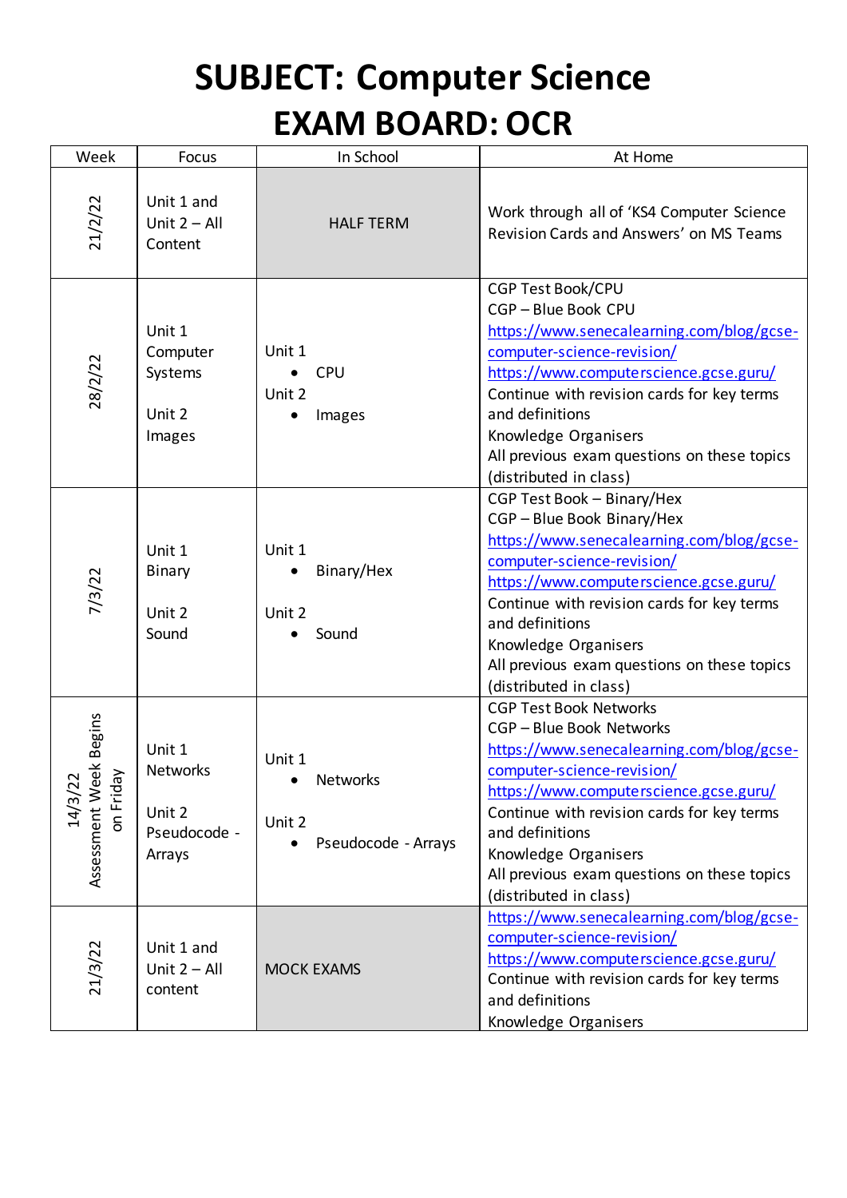# SUBJECT: Computer Science
# EXAM BOARD: OCR

| Week | Focus | In School | At Home |
|---|---|---|---|
| 21/2/22 | Unit 1 and Unit 2 – All Content | HALF TERM | Work through all of 'KS4 Computer Science Revision Cards and Answers' on MS Teams |
| 28/2/22 | Unit 1 Computer Systems<br><br>Unit 2 Images | Unit 1<br>• CPU<br>Unit 2<br>• Images | CGP Test Book/CPU<br>CGP – Blue Book CPU<br>https://www.senecalearning.com/blog/gcse-computer-science-revision/<br>https://www.computerscience.gcse.guru/<br>Continue with revision cards for key terms and definitions<br>Knowledge Organisers<br>All previous exam questions on these topics (distributed in class) |
| 7/3/22 | Unit 1 Binary<br><br>Unit 2 Sound | Unit 1<br>• Binary/Hex<br><br>Unit 2<br>• Sound | CGP Test Book – Binary/Hex<br>CGP – Blue Book Binary/Hex<br>https://www.senecalearning.com/blog/gcse-computer-science-revision/<br>https://www.computerscience.gcse.guru/<br>Continue with revision cards for key terms and definitions<br>Knowledge Organisers<br>All previous exam questions on these topics (distributed in class) |
| 14/3/22 Assessment Week Begins on Friday | Unit 1 Networks<br><br>Unit 2 Pseudocode - Arrays | Unit 1<br>• Networks<br><br>Unit 2<br>• Pseudocode - Arrays | CGP Test Book Networks<br>CGP – Blue Book Networks<br>https://www.senecalearning.com/blog/gcse-computer-science-revision/<br>https://www.computerscience.gcse.guru/<br>Continue with revision cards for key terms and definitions<br>Knowledge Organisers<br>All previous exam questions on these topics (distributed in class) |
| 21/3/22 | Unit 1 and Unit 2 – All content | MOCK EXAMS | https://www.senecalearning.com/blog/gcse-computer-science-revision/<br>https://www.computerscience.gcse.guru/<br>Continue with revision cards for key terms and definitions<br>Knowledge Organisers |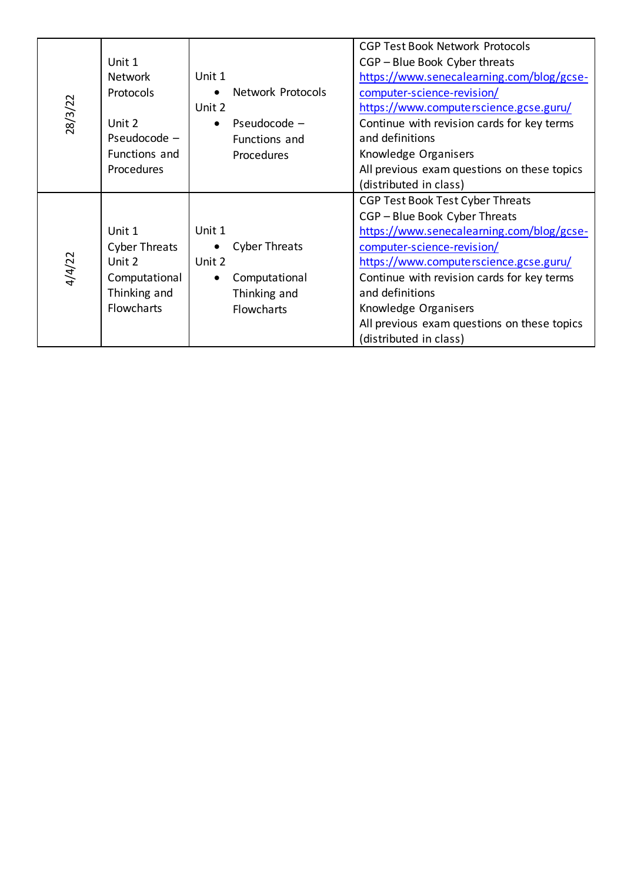| | | | |
|---|---|---|---|
| 28/3/22 | Unit 1 Network Protocols<br><br>Unit 2 Pseudocode – Functions and Procedures | Unit 1<br>• Network Protocols<br>Unit 2<br>• Pseudocode – Functions and Procedures | CGP Test Book Network Protocols<br>CGP – Blue Book Cyber threats<br>https://www.senecalearning.com/blog/gcse-computer-science-revision/<br>https://www.computerscience.gcse.guru/<br>Continue with revision cards for key terms and definitions<br>Knowledge Organisers<br>All previous exam questions on these topics (distributed in class) |
| 4/4/22 | Unit 1 Cyber Threats<br>Unit 2 Computational Thinking and Flowcharts | Unit 1<br>• Cyber Threats<br>Unit 2<br>• Computational Thinking and Flowcharts | CGP Test Book Test Cyber Threats<br>CGP – Blue Book Cyber Threats<br>https://www.senecalearning.com/blog/gcse-computer-science-revision/<br>https://www.computerscience.gcse.guru/<br>Continue with revision cards for key terms and definitions<br>Knowledge Organisers<br>All previous exam questions on these topics (distributed in class) |